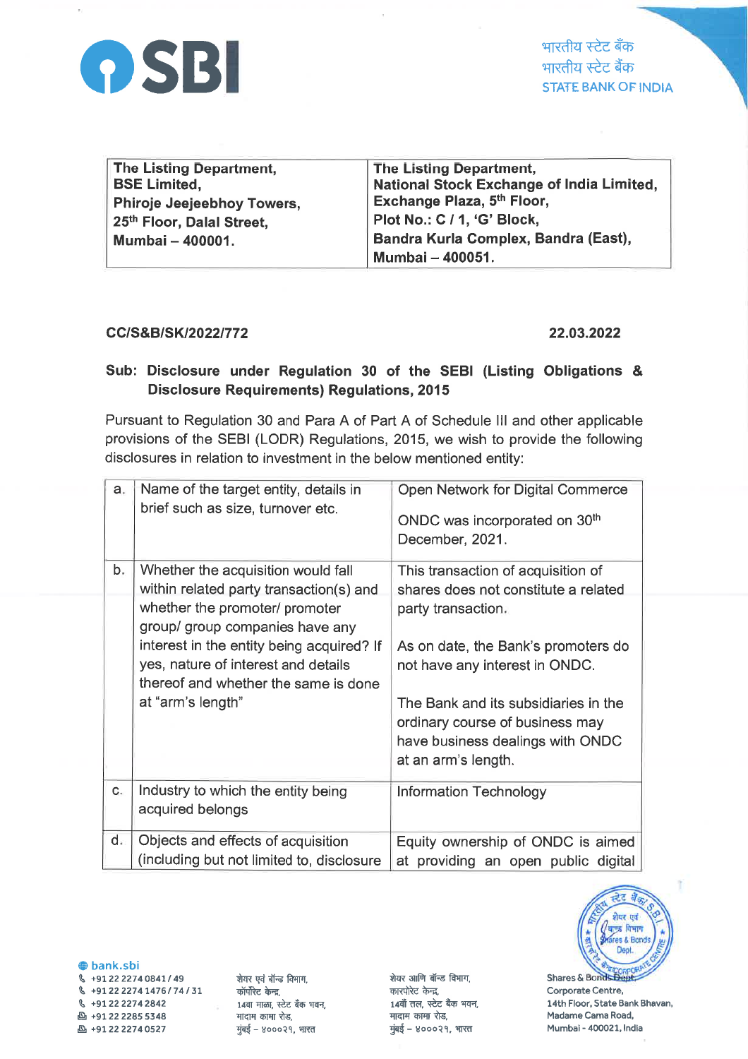**SBI**

भारतीय स्टेट बैंक
भारतीय स्टेट बैंक
STATE BANK OF INDIA

| The Listing Department, BSE Limited, Phiroje Jeejeebhoy Towers, 25th Floor, Dalal Street, Mumbai – 400001. | The Listing Department, National Stock Exchange of India Limited, Exchange Plaza, 5th Floor, Plot No.: C / 1, 'G' Block, Bandra Kurla Complex, Bandra (East), Mumbai – 400051. |
|---|---|

**CC/S&B/SK/2022/772** **22.03.2022**

**Sub: Disclosure under Regulation 30 of the SEBI (Listing Obligations & Disclosure Requirements) Regulations, 2015**

Pursuant to Regulation 30 and Para A of Part A of Schedule III and other applicable provisions of the SEBI (LODR) Regulations, 2015, we wish to provide the following disclosures in relation to investment in the below mentioned entity:

| | | |
|---|---|---|
| a. | Name of the target entity, details in brief such as size, turnover etc. | Open Network for Digital Commerce<br><br>ONDC was incorporated on 30th December, 2021. |
| b. | Whether the acquisition would fall within related party transaction(s) and whether the promoter/ promoter group/ group companies have any interest in the entity being acquired? If yes, nature of interest and details thereof and whether the same is done at "arm's length" | This transaction of acquisition of shares does not constitute a related party transaction.<br><br>As on date, the Bank's promoters do not have any interest in ONDC.<br><br>The Bank and its subsidiaries in the ordinary course of business may have business dealings with ONDC at an arm's length. |
| c. | Industry to which the entity being acquired belongs | Information Technology |
| d. | Objects and effects of acquisition (including but not limited to, disclosure | Equity ownership of ONDC is aimed at providing an open public digital |

bank.sbi
+91 22 2274 0841 / 49
+91 22 2274 1476 / 74 / 31
+91 22 2274 2842
+91 22 2285 5348
+91 22 2274 0527

शेयर एवं बॉन्ड विभाग,
कॉर्पोरेट केन्द्र,
14वा माळा, स्टेट बैंक भवन,
मादाम कामा रोड,
मुंबई - ४०००२१, भारत

शेयर आणि बॉन्ड विभाग,
कारपोरेट केन्द्र,
14वाँ तल, स्टेट बैंक भवन,
मादाम कामा रोड,
मुंबई - ४०००२१, भारत

Shares & Bonds Dept.
Corporate Centre,
14th Floor, State Bank Bhavan,
Madame Cama Road,
Mumbai - 400021, India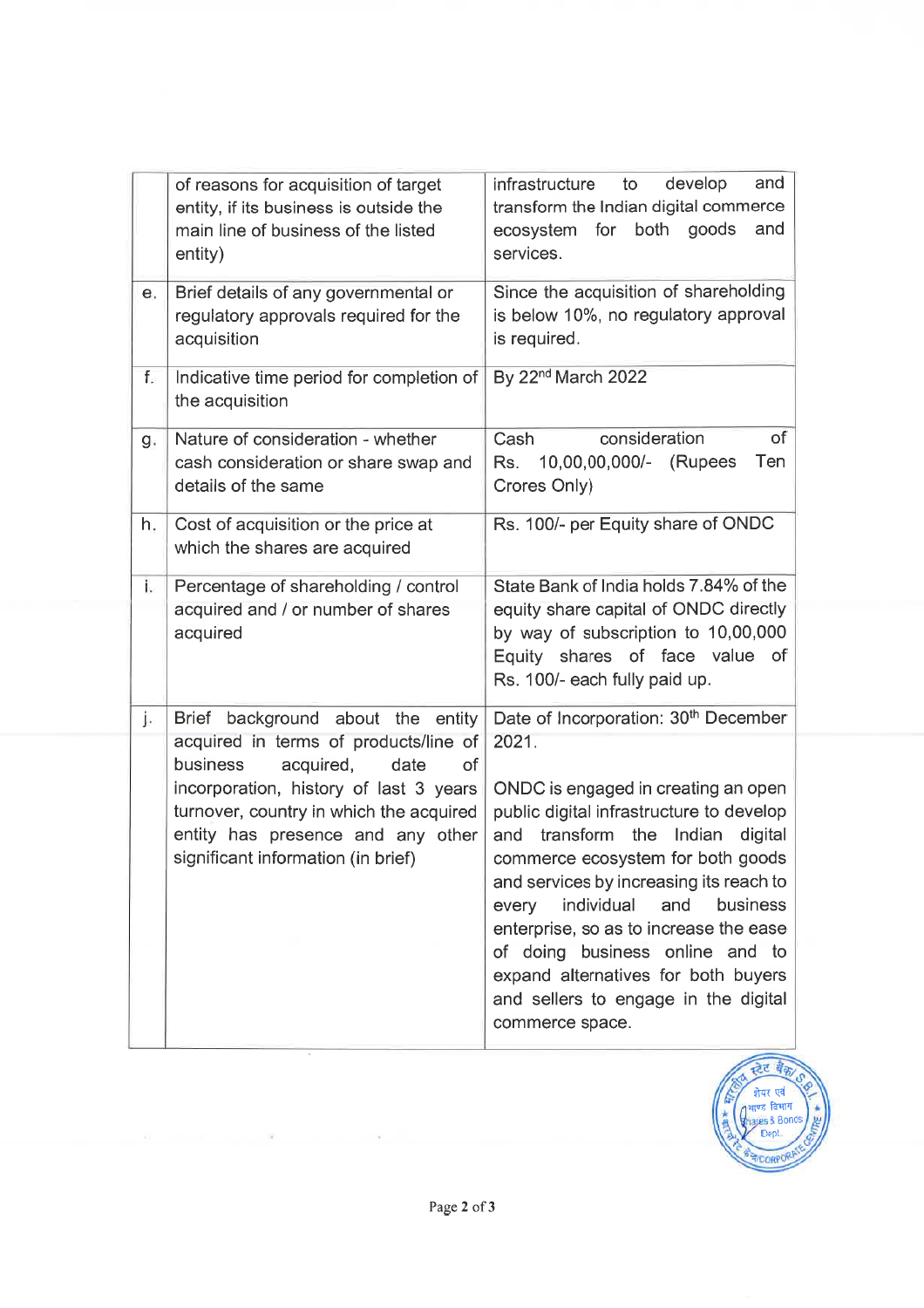|  |  |  |
|---|---|---|
|  | of reasons for acquisition of target entity, if its business is outside the main line of business of the listed entity) | infrastructure to develop and transform the Indian digital commerce ecosystem for both goods and services. |
| e. | Brief details of any governmental or regulatory approvals required for the acquisition | Since the acquisition of shareholding is below 10%, no regulatory approval is required. |
| f. | Indicative time period for completion of the acquisition | By 22nd March 2022 |
| g. | Nature of consideration - whether cash consideration or share swap and details of the same | Cash consideration of Rs. 10,00,00,000/- (Rupees Ten Crores Only) |
| h. | Cost of acquisition or the price at which the shares are acquired | Rs. 100/- per Equity share of ONDC |
| i. | Percentage of shareholding / control acquired and / or number of shares acquired | State Bank of India holds 7.84% of the equity share capital of ONDC directly by way of subscription to 10,00,000 Equity shares of face value of Rs. 100/- each fully paid up. |
| j. | Brief background about the entity acquired in terms of products/line of business acquired, date of incorporation, history of last 3 years turnover, country in which the acquired entity has presence and any other significant information (in brief) | Date of Incorporation: 30th December 2021.<br><br>ONDC is engaged in creating an open public digital infrastructure to develop and transform the Indian digital commerce ecosystem for both goods and services by increasing its reach to every individual and business enterprise, so as to increase the ease of doing business online and to expand alternatives for both buyers and sellers to engage in the digital commerce space. |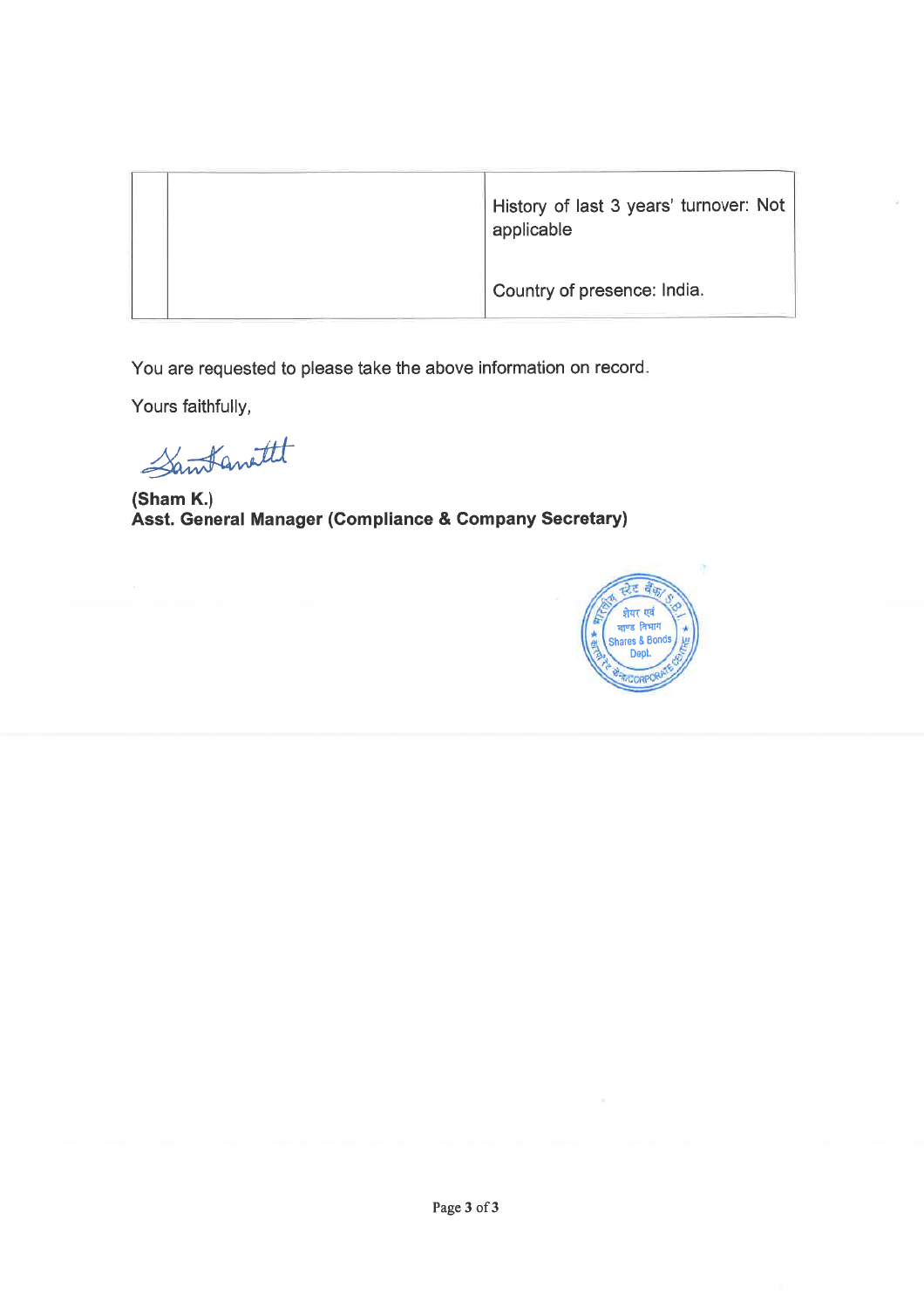| | | |
|---|---|---|
| | | History of last 3 years' turnover: Not applicable<br><br>Country of presence: India. |

You are requested to please take the above information on record.

Yours faithfully,

**(Sham K.)**
**Asst. General Manager (Compliance & Company Secretary)**